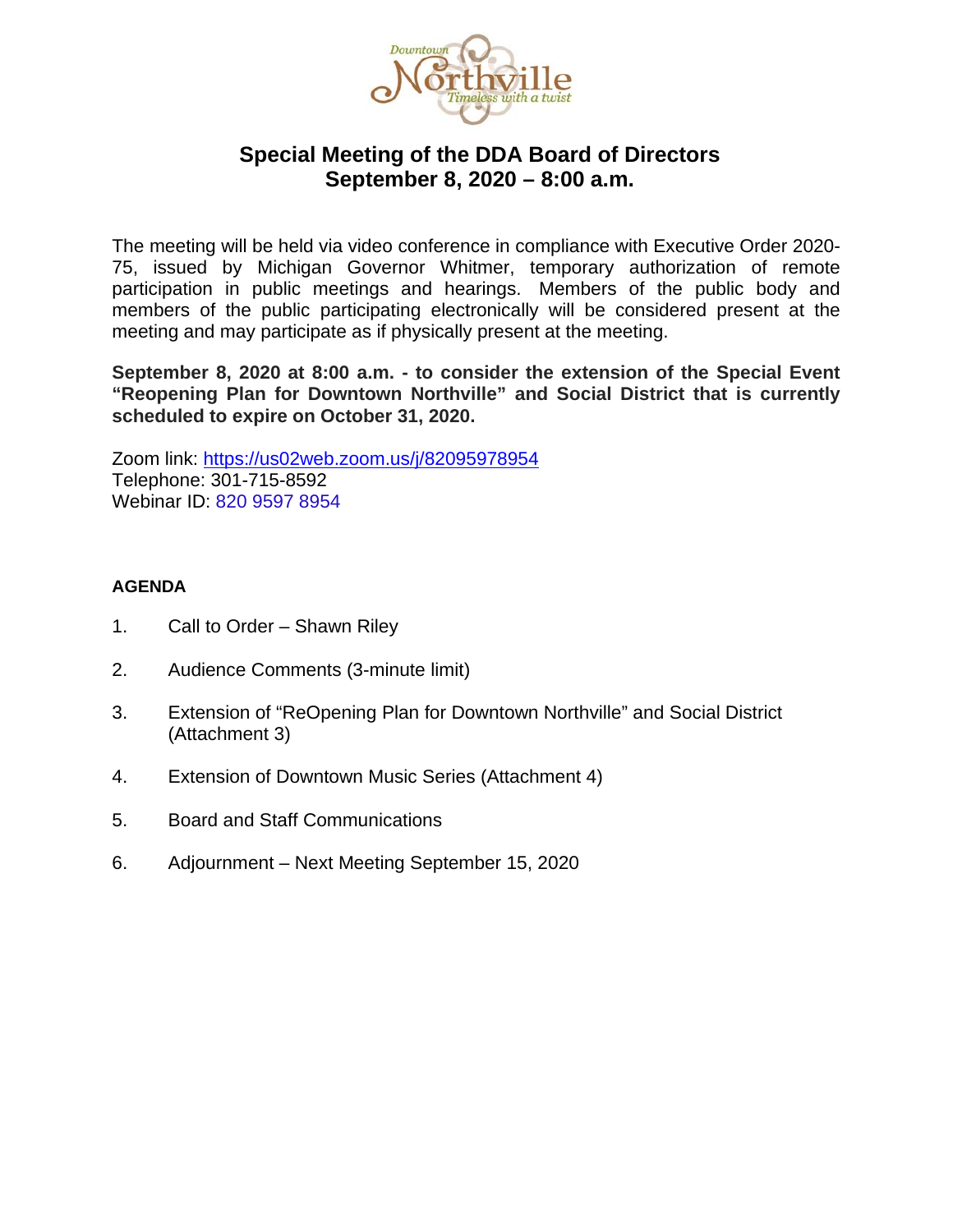Downtown Northville
Timeless with a twist

# Special Meeting of the DDA Board of Directors
# September 8, 2020 – 8:00 a.m.

The meeting will be held via video conference in compliance with Executive Order 2020-75, issued by Michigan Governor Whitmer, temporary authorization of remote participation in public meetings and hearings. Members of the public body and members of the public participating electronically will be considered present at the meeting and may participate as if physically present at the meeting.

**September 8, 2020 at 8:00 a.m. - to consider the extension of the Special Event "Reopening Plan for Downtown Northville" and Social District that is currently scheduled to expire on October 31, 2020.**

Zoom link: https://us02web.zoom.us/j/82095978954
Telephone: 301-715-8592
Webinar ID: 820 9597 8954

**AGENDA**

1. Call to Order – Shawn Riley

2. Audience Comments (3-minute limit)

3. Extension of "ReOpening Plan for Downtown Northville" and Social District (Attachment 3)

4. Extension of Downtown Music Series (Attachment 4)

5. Board and Staff Communications

6. Adjournment – Next Meeting September 15, 2020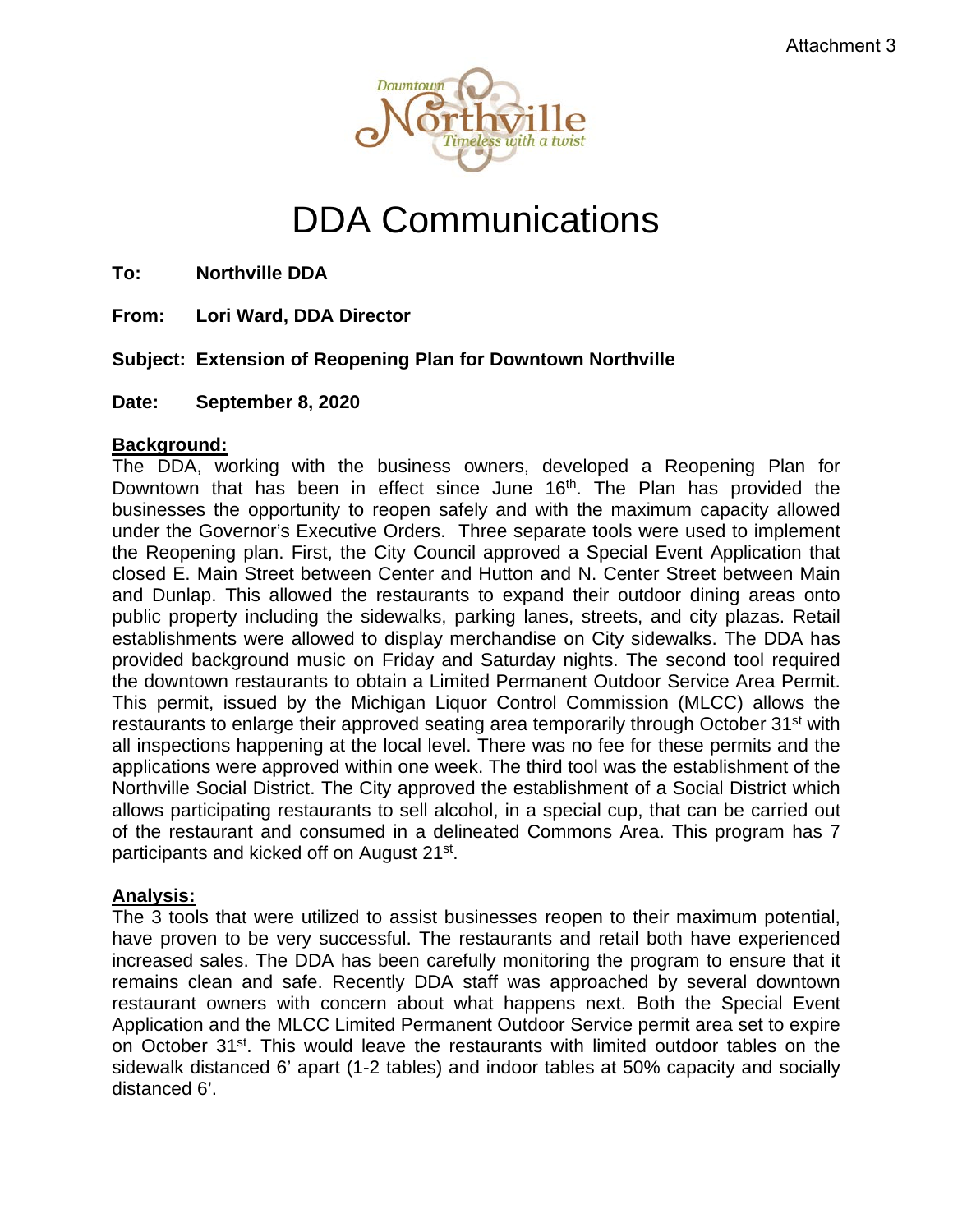Attachment 3

# DDA Communications

**To:** **Northville DDA**

**From:** **Lori Ward, DDA Director**

**Subject: Extension of Reopening Plan for Downtown Northville**

**Date:** **September 8, 2020**

**Background:**

The DDA, working with the business owners, developed a Reopening Plan for Downtown that has been in effect since June 16th. The Plan has provided the businesses the opportunity to reopen safely and with the maximum capacity allowed under the Governor's Executive Orders. Three separate tools were used to implement the Reopening plan. First, the City Council approved a Special Event Application that closed E. Main Street between Center and Hutton and N. Center Street between Main and Dunlap. This allowed the restaurants to expand their outdoor dining areas onto public property including the sidewalks, parking lanes, streets, and city plazas. Retail establishments were allowed to display merchandise on City sidewalks. The DDA has provided background music on Friday and Saturday nights. The second tool required the downtown restaurants to obtain a Limited Permanent Outdoor Service Area Permit. This permit, issued by the Michigan Liquor Control Commission (MLCC) allows the restaurants to enlarge their approved seating area temporarily through October 31st with all inspections happening at the local level. There was no fee for these permits and the applications were approved within one week. The third tool was the establishment of the Northville Social District. The City approved the establishment of a Social District which allows participating restaurants to sell alcohol, in a special cup, that can be carried out of the restaurant and consumed in a delineated Commons Area. This program has 7 participants and kicked off on August 21st.

**Analysis:**

The 3 tools that were utilized to assist businesses reopen to their maximum potential, have proven to be very successful. The restaurants and retail both have experienced increased sales. The DDA has been carefully monitoring the program to ensure that it remains clean and safe. Recently DDA staff was approached by several downtown restaurant owners with concern about what happens next. Both the Special Event Application and the MLCC Limited Permanent Outdoor Service permit area set to expire on October 31st. This would leave the restaurants with limited outdoor tables on the sidewalk distanced 6' apart (1-2 tables) and indoor tables at 50% capacity and socially distanced 6'.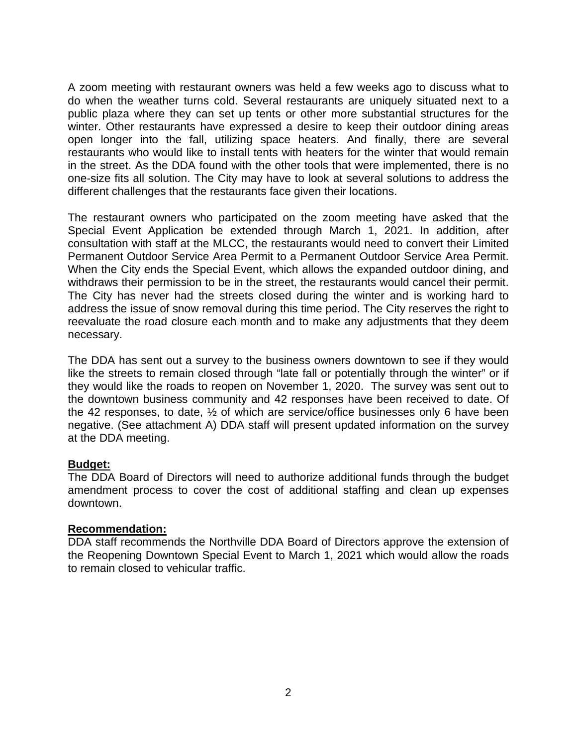A zoom meeting with restaurant owners was held a few weeks ago to discuss what to do when the weather turns cold. Several restaurants are uniquely situated next to a public plaza where they can set up tents or other more substantial structures for the winter. Other restaurants have expressed a desire to keep their outdoor dining areas open longer into the fall, utilizing space heaters. And finally, there are several restaurants who would like to install tents with heaters for the winter that would remain in the street. As the DDA found with the other tools that were implemented, there is no one-size fits all solution. The City may have to look at several solutions to address the different challenges that the restaurants face given their locations.

The restaurant owners who participated on the zoom meeting have asked that the Special Event Application be extended through March 1, 2021. In addition, after consultation with staff at the MLCC, the restaurants would need to convert their Limited Permanent Outdoor Service Area Permit to a Permanent Outdoor Service Area Permit. When the City ends the Special Event, which allows the expanded outdoor dining, and withdraws their permission to be in the street, the restaurants would cancel their permit. The City has never had the streets closed during the winter and is working hard to address the issue of snow removal during this time period. The City reserves the right to reevaluate the road closure each month and to make any adjustments that they deem necessary.

The DDA has sent out a survey to the business owners downtown to see if they would like the streets to remain closed through "late fall or potentially through the winter" or if they would like the roads to reopen on November 1, 2020. The survey was sent out to the downtown business community and 42 responses have been received to date. Of the 42 responses, to date, ½ of which are service/office businesses only 6 have been negative. (See attachment A) DDA staff will present updated information on the survey at the DDA meeting.

**Budget:**
The DDA Board of Directors will need to authorize additional funds through the budget amendment process to cover the cost of additional staffing and clean up expenses downtown.

**Recommendation:**
DDA staff recommends the Northville DDA Board of Directors approve the extension of the Reopening Downtown Special Event to March 1, 2021 which would allow the roads to remain closed to vehicular traffic.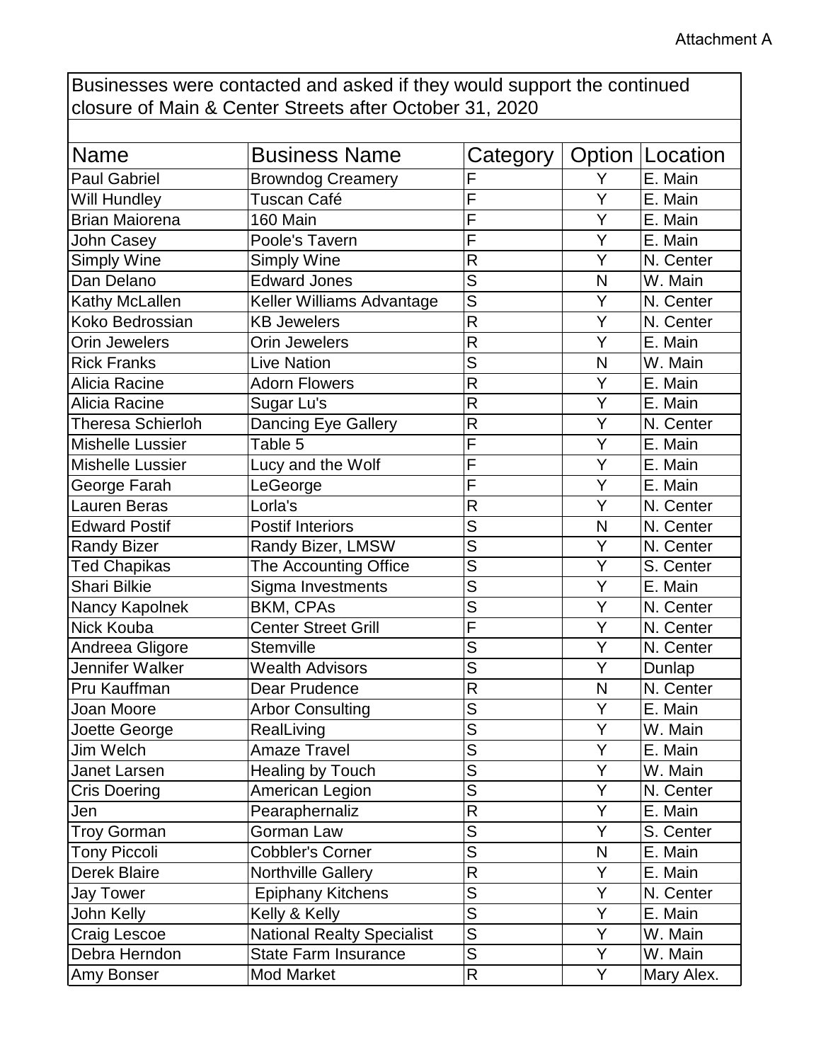Attachment A

| Businesses were contacted and asked if they would support the continued closure of Main & Center Streets after October 31, 2020 | | | | |
|---|---|---|---|---|
| **Name** | **Business Name** | **Category** | **Option** | **Location** |
| Paul Gabriel | Browndog Creamery | F | Y | E. Main |
| Will Hundley | Tuscan Café | F | Y | E. Main |
| Brian Maiorena | 160 Main | F | Y | E. Main |
| John Casey | Poole's Tavern | F | Y | E. Main |
| Simply Wine | Simply Wine | R | Y | N. Center |
| Dan Delano | Edward Jones | S | N | W. Main |
| Kathy McLallen | Keller Williams Advantage | S | Y | N. Center |
| Koko Bedrossian | KB Jewelers | R | Y | N. Center |
| Orin Jewelers | Orin Jewelers | R | Y | E. Main |
| Rick Franks | Live Nation | S | N | W. Main |
| Alicia Racine | Adorn Flowers | R | Y | E. Main |
| Alicia Racine | Sugar Lu's | R | Y | E. Main |
| Theresa Schierloh | Dancing Eye Gallery | R | Y | N. Center |
| Mishelle Lussier | Table 5 | F | Y | E. Main |
| Mishelle Lussier | Lucy and the Wolf | F | Y | E. Main |
| George Farah | LeGeorge | F | Y | E. Main |
| Lauren Beras | Lorla's | R | Y | N. Center |
| Edward Postif | Postif Interiors | S | N | N. Center |
| Randy Bizer | Randy Bizer, LMSW | S | Y | N. Center |
| Ted Chapikas | The Accounting Office | S | Y | S. Center |
| Shari Bilkie | Sigma Investments | S | Y | E. Main |
| Nancy Kapolnek | BKM, CPAs | S | Y | N. Center |
| Nick Kouba | Center Street Grill | F | Y | N. Center |
| Andreea Gligore | Stemville | S | Y | N. Center |
| Jennifer Walker | Wealth Advisors | S | Y | Dunlap |
| Pru Kauffman | Dear Prudence | R | N | N. Center |
| Joan Moore | Arbor Consulting | S | Y | E. Main |
| Joette George | RealLiving | S | Y | W. Main |
| Jim Welch | Amaze Travel | S | Y | E. Main |
| Janet Larsen | Healing by Touch | S | Y | W. Main |
| Cris Doering | American Legion | S | Y | N. Center |
| Jen | Pearaphernaliz | R | Y | E. Main |
| Troy Gorman | Gorman Law | S | Y | S. Center |
| Tony Piccoli | Cobbler's Corner | S | N | E. Main |
| Derek Blaire | Northville Gallery | R | Y | E. Main |
| Jay Tower | Epiphany Kitchens | S | Y | N. Center |
| John Kelly | Kelly & Kelly | S | Y | E. Main |
| Craig Lescoe | National Realty Specialist | S | Y | W. Main |
| Debra Herndon | State Farm Insurance | S | Y | W. Main |
| Amy Bonser | Mod Market | R | Y | Mary Alex. |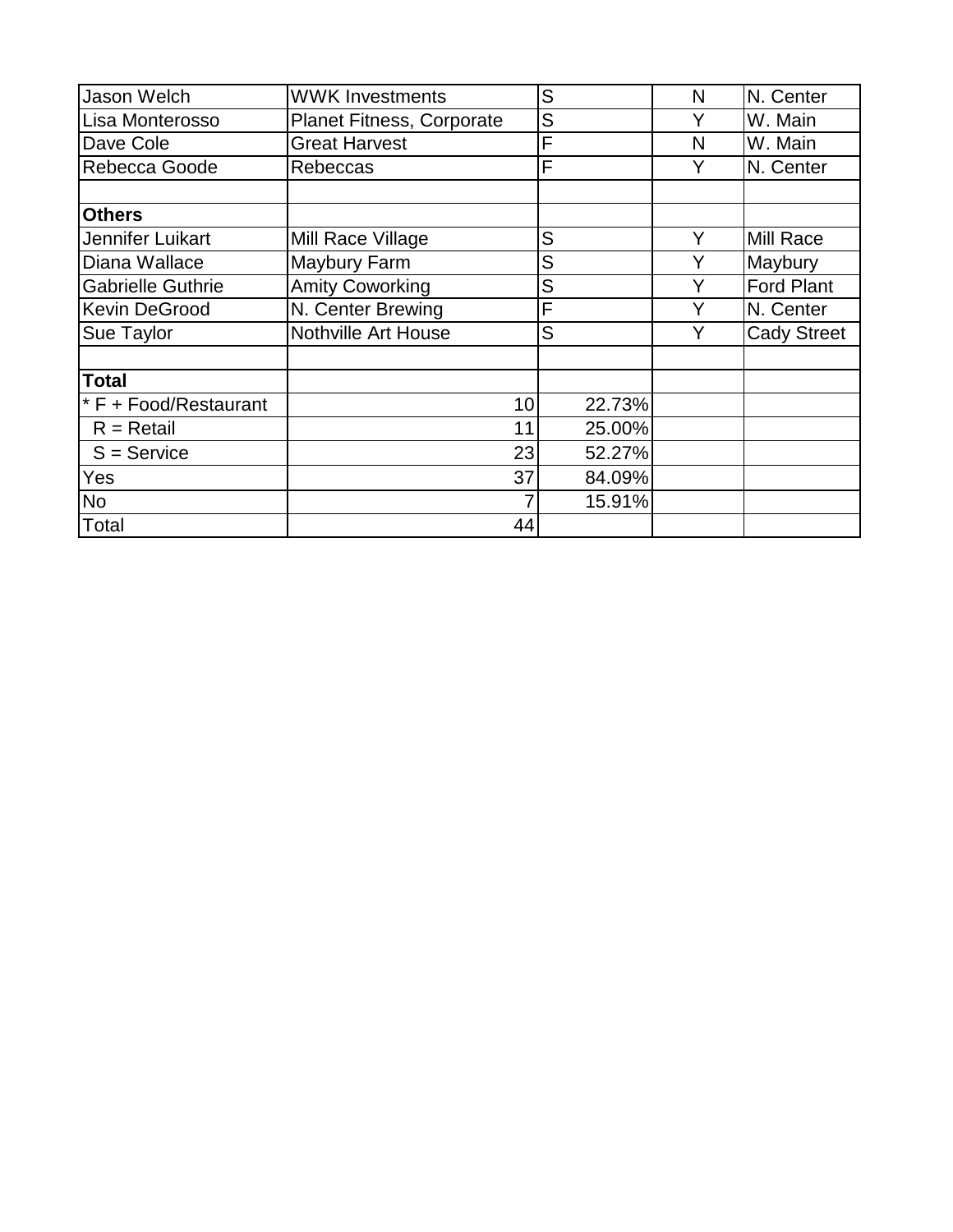| | | | | |
|---|---|---|---|---|
| Jason Welch | WWK Investments | S | N | N. Center |
| Lisa Monterosso | Planet Fitness, Corporate | S | Y | W. Main |
| Dave Cole | Great Harvest | F | N | W. Main |
| Rebecca Goode | Rebeccas | F | Y | N. Center |
| | | | | |
| **Others** | | | | |
| Jennifer Luikart | Mill Race Village | S | Y | Mill Race |
| Diana Wallace | Maybury Farm | S | Y | Maybury |
| Gabrielle Guthrie | Amity Coworking | S | Y | Ford Plant |
| Kevin DeGrood | N. Center Brewing | F | Y | N. Center |
| Sue Taylor | Nothville Art House | S | Y | Cady Street |
| | | | | |
| **Total** | | | | |
| * F + Food/Restaurant | 10 | 22.73% | | |
| R = Retail | 11 | 25.00% | | |
| S = Service | 23 | 52.27% | | |
| Yes | 37 | 84.09% | | |
| No | 7 | 15.91% | | |
| Total | 44 | | | |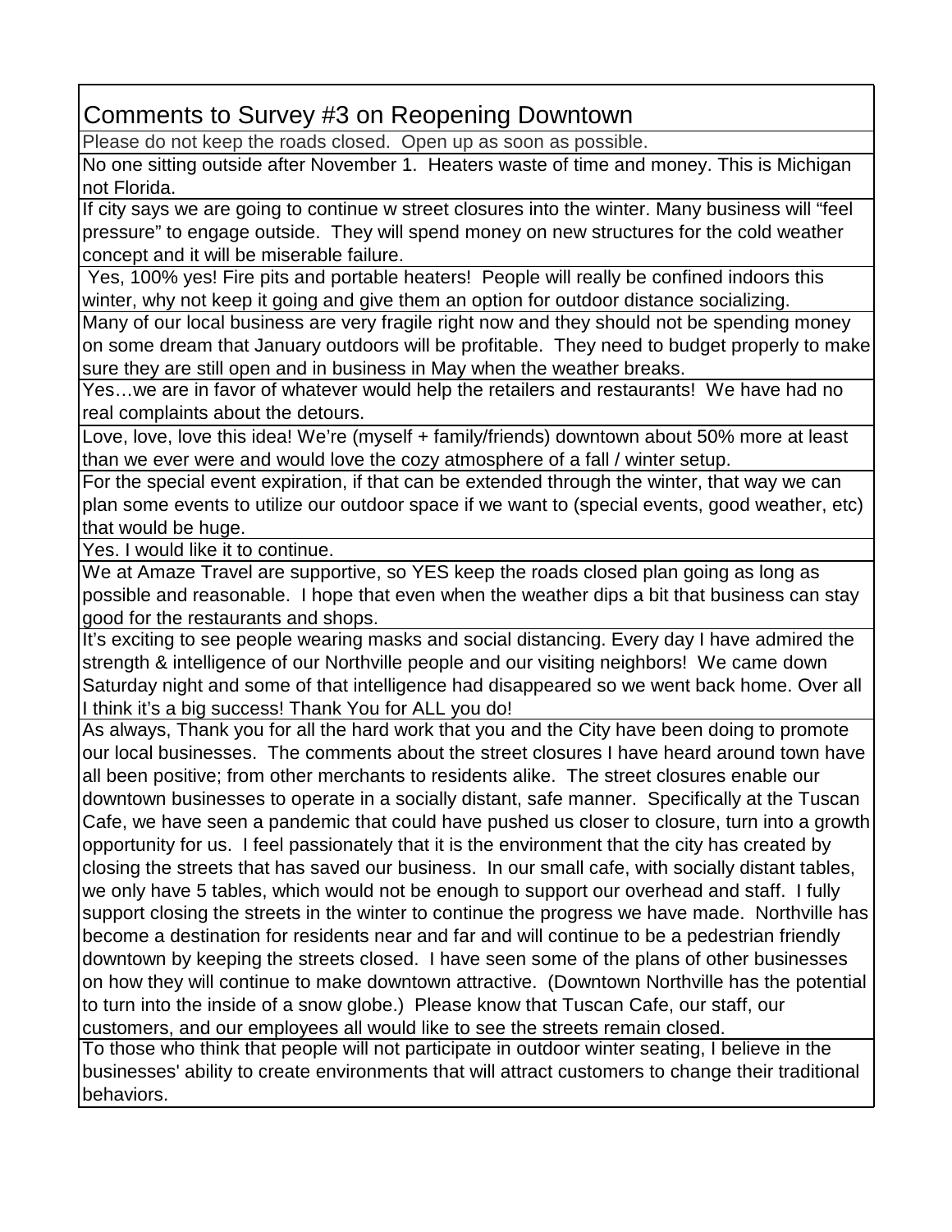# Comments to Survey #3 on Reopening Downtown

| Comments to Survey #3 on Reopening Downtown |
|---|
| Please do not keep the roads closed. Open up as soon as possible. |
| No one sitting outside after November 1. Heaters waste of time and money. This is Michigan not Florida. |
| If city says we are going to continue w street closures into the winter. Many business will "feel pressure" to engage outside. They will spend money on new structures for the cold weather concept and it will be miserable failure. |
| Yes, 100% yes! Fire pits and portable heaters! People will really be confined indoors this winter, why not keep it going and give them an option for outdoor distance socializing. |
| Many of our local business are very fragile right now and they should not be spending money on some dream that January outdoors will be profitable. They need to budget properly to make sure they are still open and in business in May when the weather breaks. |
| Yes…we are in favor of whatever would help the retailers and restaurants! We have had no real complaints about the detours. |
| Love, love, love this idea! We're (myself + family/friends) downtown about 50% more at least than we ever were and would love the cozy atmosphere of a fall / winter setup. |
| For the special event expiration, if that can be extended through the winter, that way we can plan some events to utilize our outdoor space if we want to (special events, good weather, etc) that would be huge. |
| Yes. I would like it to continue. |
| We at Amaze Travel are supportive, so YES keep the roads closed plan going as long as possible and reasonable. I hope that even when the weather dips a bit that business can stay good for the restaurants and shops. |
| It's exciting to see people wearing masks and social distancing. Every day I have admired the strength & intelligence of our Northville people and our visiting neighbors! We came down Saturday night and some of that intelligence had disappeared so we went back home. Over all I think it's a big success! Thank You for ALL you do! |
| As always, Thank you for all the hard work that you and the City have been doing to promote our local businesses. The comments about the street closures I have heard around town have all been positive; from other merchants to residents alike. The street closures enable our downtown businesses to operate in a socially distant, safe manner. Specifically at the Tuscan Cafe, we have seen a pandemic that could have pushed us closer to closure, turn into a growth opportunity for us. I feel passionately that it is the environment that the city has created by closing the streets that has saved our business. In our small cafe, with socially distant tables, we only have 5 tables, which would not be enough to support our overhead and staff. I fully support closing the streets in the winter to continue the progress we have made. Northville has become a destination for residents near and far and will continue to be a pedestrian friendly downtown by keeping the streets closed. I have seen some of the plans of other businesses on how they will continue to make downtown attractive. (Downtown Northville has the potential to turn into the inside of a snow globe.) Please know that Tuscan Cafe, our staff, our customers, and our employees all would like to see the streets remain closed. |
| To those who think that people will not participate in outdoor winter seating, I believe in the businesses' ability to create environments that will attract customers to change their traditional behaviors. |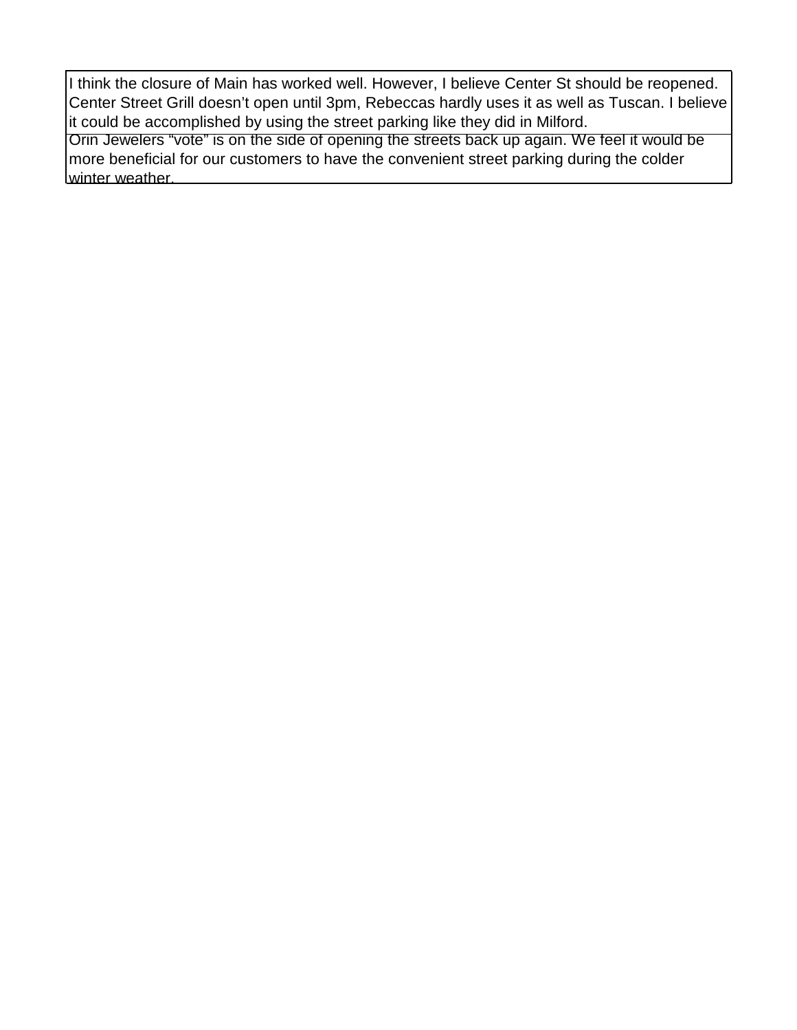| |
|---|
| I think the closure of Main has worked well. However, I believe Center St should be reopened. Center Street Grill doesn't open until 3pm, Rebeccas hardly uses it as well as Tuscan. I believe it could be accomplished by using the street parking like they did in Milford. |
| Orin Jewelers "vote" is on the side of opening the streets back up again. We feel it would be more beneficial for our customers to have the convenient street parking during the colder winter weather. |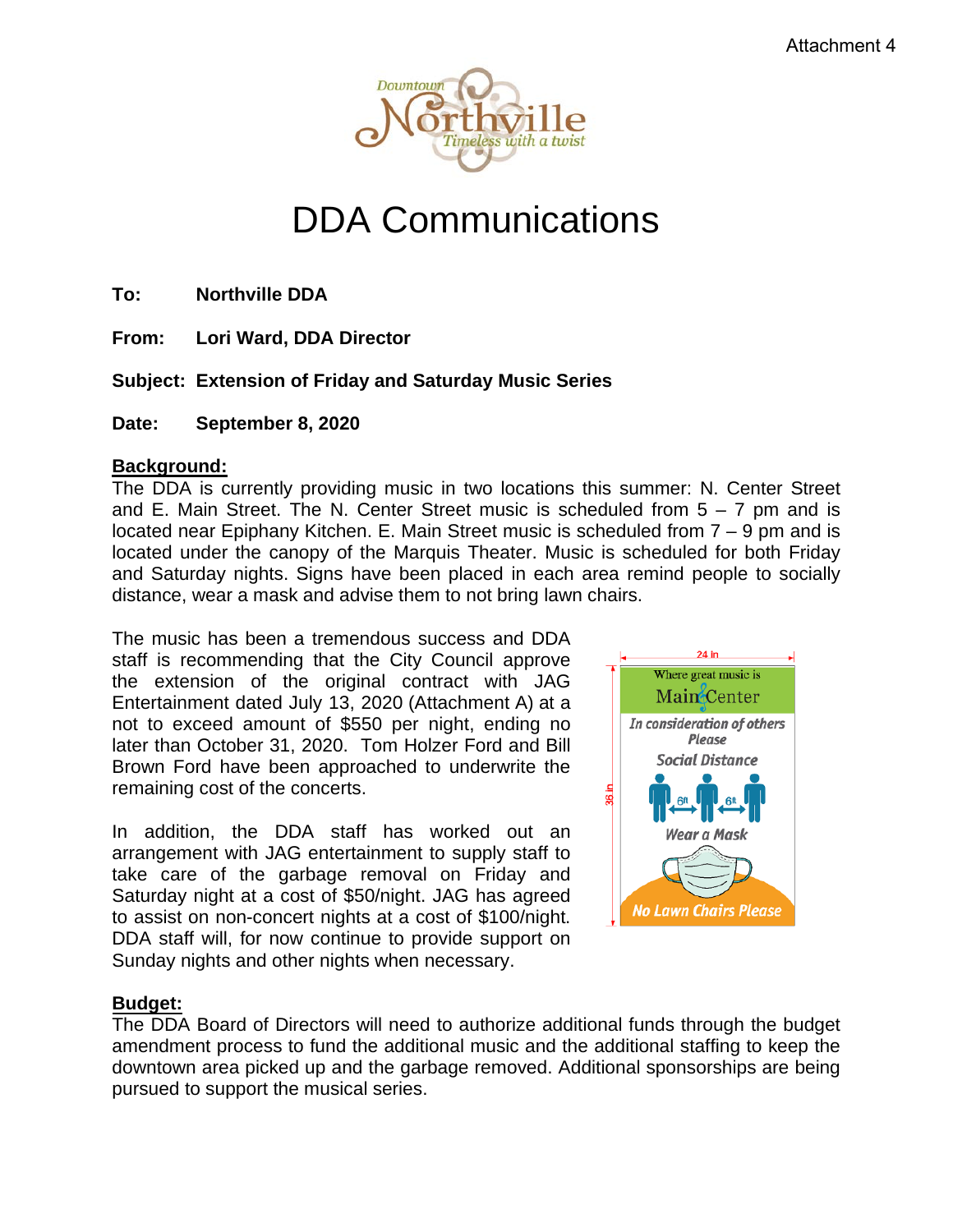Attachment 4

# DDA Communications

**To:** Northville DDA

**From:** Lori Ward, DDA Director

**Subject:** Extension of Friday and Saturday Music Series

**Date:** September 8, 2020

**Background:**

The DDA is currently providing music in two locations this summer: N. Center Street and E. Main Street. The N. Center Street music is scheduled from 5 – 7 pm and is located near Epiphany Kitchen. E. Main Street music is scheduled from 7 – 9 pm and is located under the canopy of the Marquis Theater. Music is scheduled for both Friday and Saturday nights. Signs have been placed in each area remind people to socially distance, wear a mask and advise them to not bring lawn chairs.

The music has been a tremendous success and DDA staff is recommending that the City Council approve the extension of the original contract with JAG Entertainment dated July 13, 2020 (Attachment A) at a not to exceed amount of $550 per night, ending no later than October 31, 2020. Tom Holzer Ford and Bill Brown Ford have been approached to underwrite the remaining cost of the concerts.

In addition, the DDA staff has worked out an arrangement with JAG entertainment to supply staff to take care of the garbage removal on Friday and Saturday night at a cost of $50/night. JAG has agreed to assist on non-concert nights at a cost of $100/night. DDA staff will, for now continue to provide support on Sunday nights and other nights when necessary.

**Budget:**

The DDA Board of Directors will need to authorize additional funds through the budget amendment process to fund the additional music and the additional staffing to keep the downtown area picked up and the garbage removed. Additional sponsorships are being pursued to support the musical series.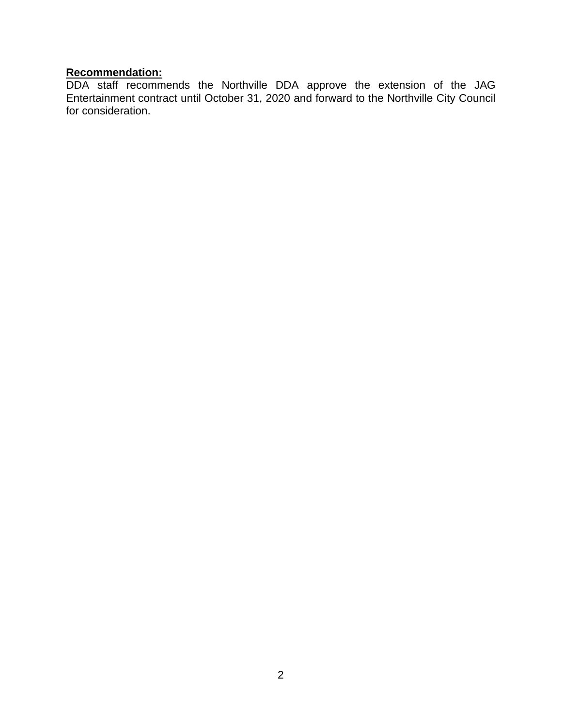**Recommendation:**

DDA staff recommends the Northville DDA approve the extension of the JAG Entertainment contract until October 31, 2020 and forward to the Northville City Council for consideration.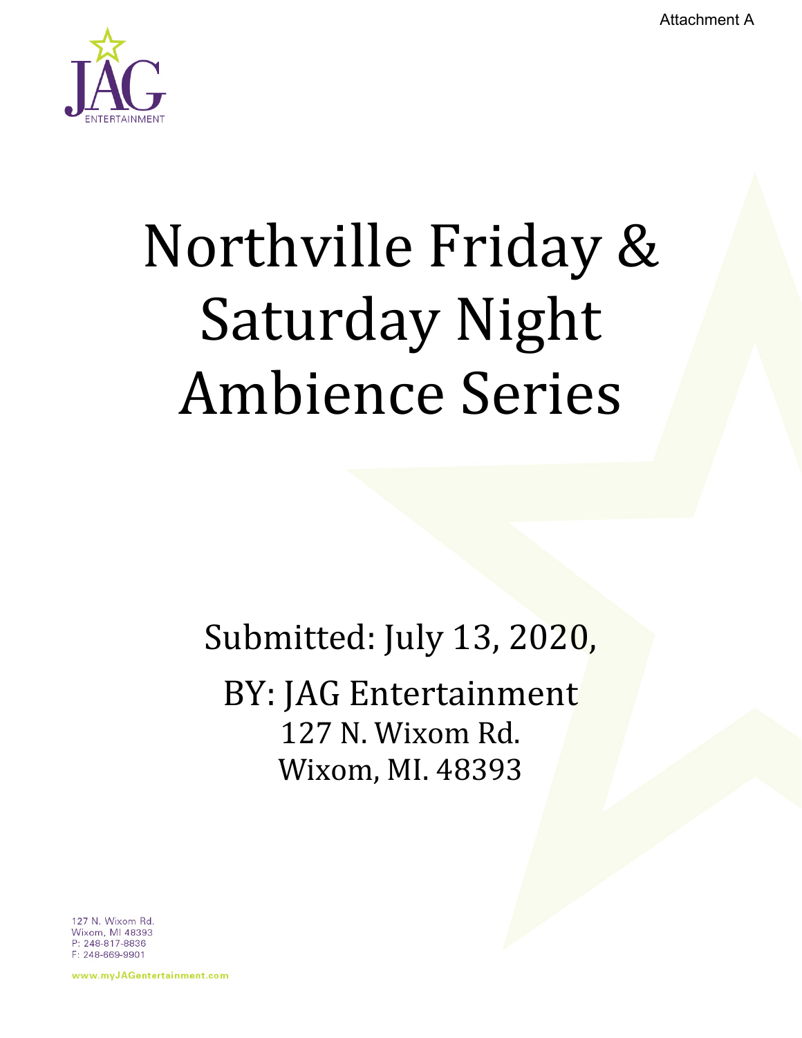Attachment A

JAG ENTERTAINMENT

# Northville Friday & Saturday Night Ambience Series

Submitted: July 13, 2020,

BY: JAG Entertainment
127 N. Wixom Rd.
Wixom, MI. 48393

127 N. Wixom Rd.
Wixom, MI 48393
P: 248-817-8836
F: 248-669-9901

www.myJAGentertainment.com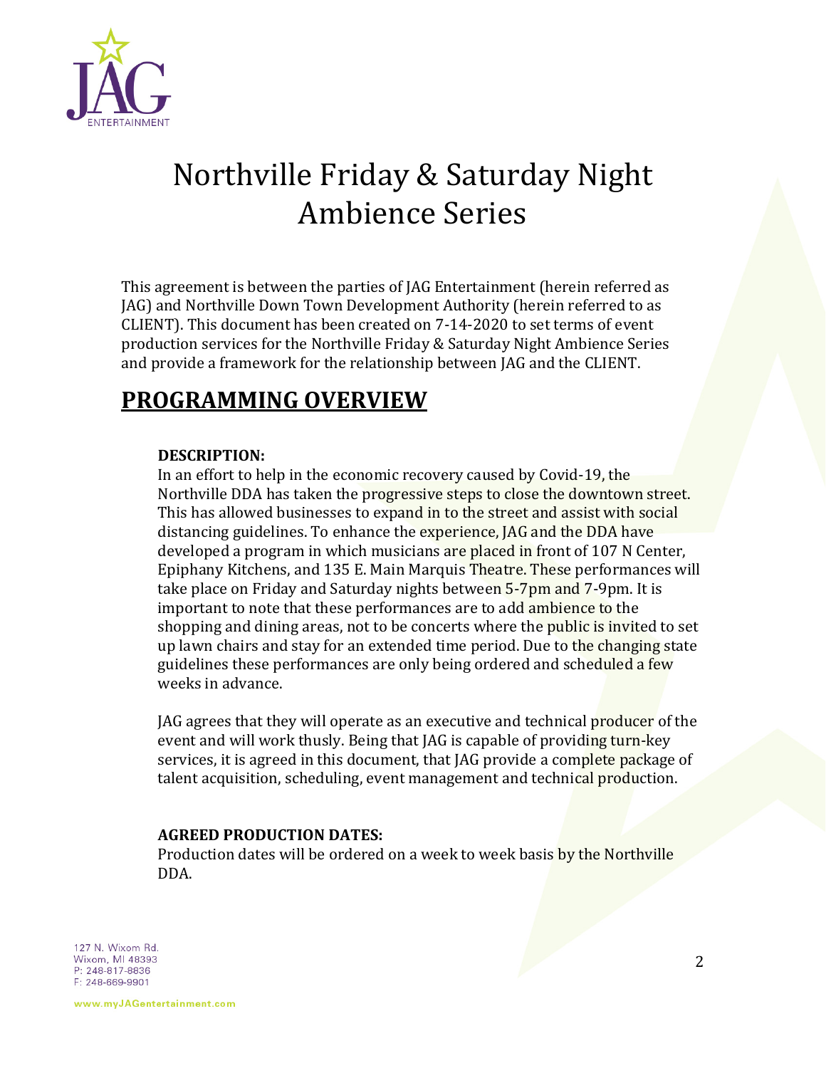# Northville Friday & Saturday Night Ambience Series

This agreement is between the parties of JAG Entertainment (herein referred as JAG) and Northville Down Town Development Authority (herein referred to as CLIENT). This document has been created on 7-14-2020 to set terms of event production services for the Northville Friday & Saturday Night Ambience Series and provide a framework for the relationship between JAG and the CLIENT.

## PROGRAMMING OVERVIEW

**DESCRIPTION:**

In an effort to help in the economic recovery caused by Covid-19, the Northville DDA has taken the progressive steps to close the downtown street. This has allowed businesses to expand in to the street and assist with social distancing guidelines. To enhance the experience, JAG and the DDA have developed a program in which musicians are placed in front of 107 N Center, Epiphany Kitchens, and 135 E. Main Marquis Theatre. These performances will take place on Friday and Saturday nights between 5-7pm and 7-9pm. It is important to note that these performances are to add ambience to the shopping and dining areas, not to be concerts where the public is invited to set up lawn chairs and stay for an extended time period. Due to the changing state guidelines these performances are only being ordered and scheduled a few weeks in advance.

JAG agrees that they will operate as an executive and technical producer of the event and will work thusly. Being that JAG is capable of providing turn-key services, it is agreed in this document, that JAG provide a complete package of talent acquisition, scheduling, event management and technical production.

**AGREED PRODUCTION DATES:**

Production dates will be ordered on a week to week basis by the Northville DDA.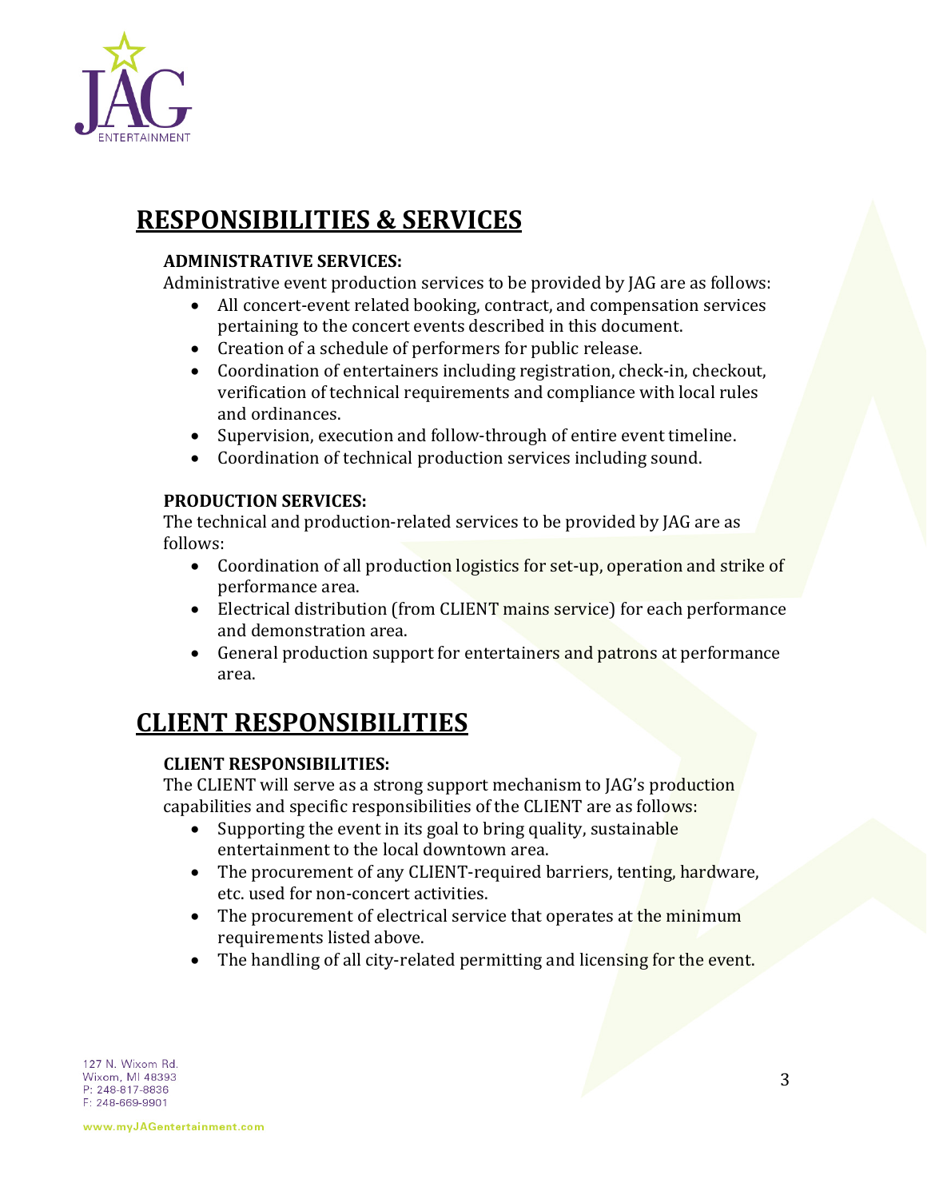# RESPONSIBILITIES & SERVICES

**ADMINISTRATIVE SERVICES:**

Administrative event production services to be provided by JAG are as follows:

- All concert-event related booking, contract, and compensation services pertaining to the concert events described in this document.
- Creation of a schedule of performers for public release.
- Coordination of entertainers including registration, check-in, checkout, verification of technical requirements and compliance with local rules and ordinances.
- Supervision, execution and follow-through of entire event timeline.
- Coordination of technical production services including sound.

**PRODUCTION SERVICES:**

The technical and production-related services to be provided by JAG are as follows:

- Coordination of all production logistics for set-up, operation and strike of performance area.
- Electrical distribution (from CLIENT mains service) for each performance and demonstration area.
- General production support for entertainers and patrons at performance area.

# CLIENT RESPONSIBILITIES

**CLIENT RESPONSIBILITIES:**

The CLIENT will serve as a strong support mechanism to JAG's production capabilities and specific responsibilities of the CLIENT are as follows:

- Supporting the event in its goal to bring quality, sustainable entertainment to the local downtown area.
- The procurement of any CLIENT-required barriers, tenting, hardware, etc. used for non-concert activities.
- The procurement of electrical service that operates at the minimum requirements listed above.
- The handling of all city-related permitting and licensing for the event.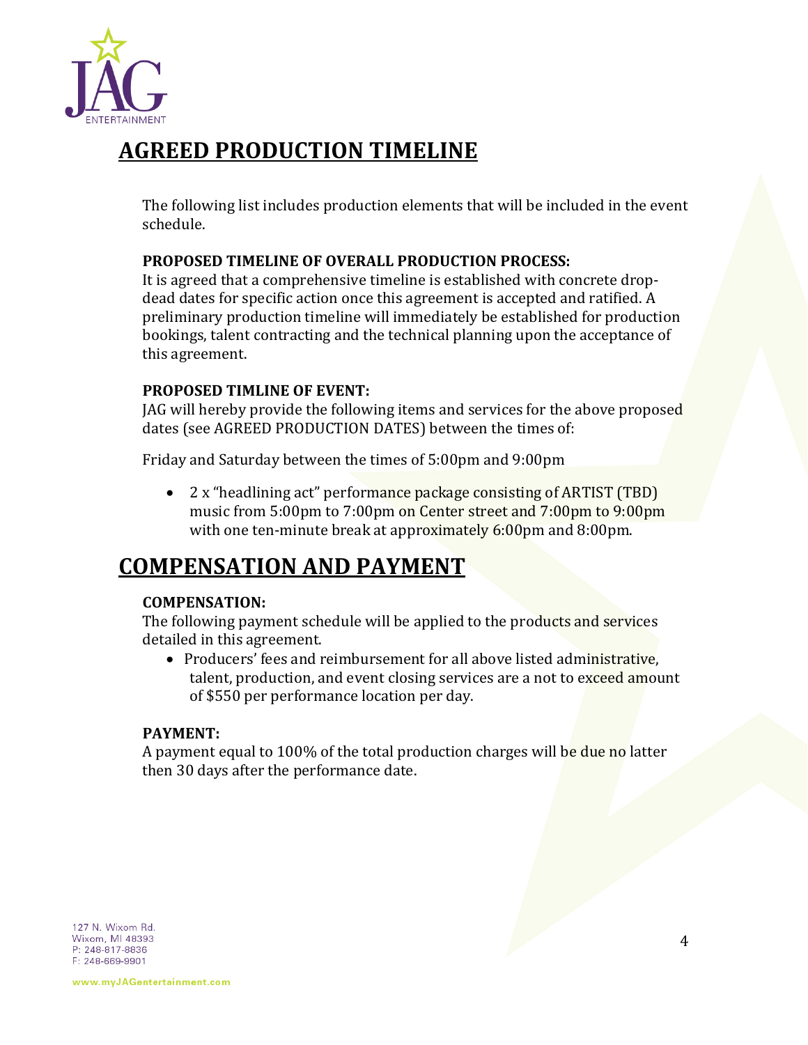## AGREED PRODUCTION TIMELINE

The following list includes production elements that will be included in the event schedule.

**PROPOSED TIMELINE OF OVERALL PRODUCTION PROCESS:**
It is agreed that a comprehensive timeline is established with concrete drop-dead dates for specific action once this agreement is accepted and ratified. A preliminary production timeline will immediately be established for production bookings, talent contracting and the technical planning upon the acceptance of this agreement.

**PROPOSED TIMLINE OF EVENT:**
JAG will hereby provide the following items and services for the above proposed dates (see AGREED PRODUCTION DATES) between the times of:

Friday and Saturday between the times of 5:00pm and 9:00pm

- 2 x "headlining act" performance package consisting of ARTIST (TBD) music from 5:00pm to 7:00pm on Center street and 7:00pm to 9:00pm with one ten-minute break at approximately 6:00pm and 8:00pm.

## COMPENSATION AND PAYMENT

**COMPENSATION:**
The following payment schedule will be applied to the products and services detailed in this agreement.

- Producers' fees and reimbursement for all above listed administrative, talent, production, and event closing services are a not to exceed amount of $550 per performance location per day.

**PAYMENT:**
A payment equal to 100% of the total production charges will be due no latter then 30 days after the performance date.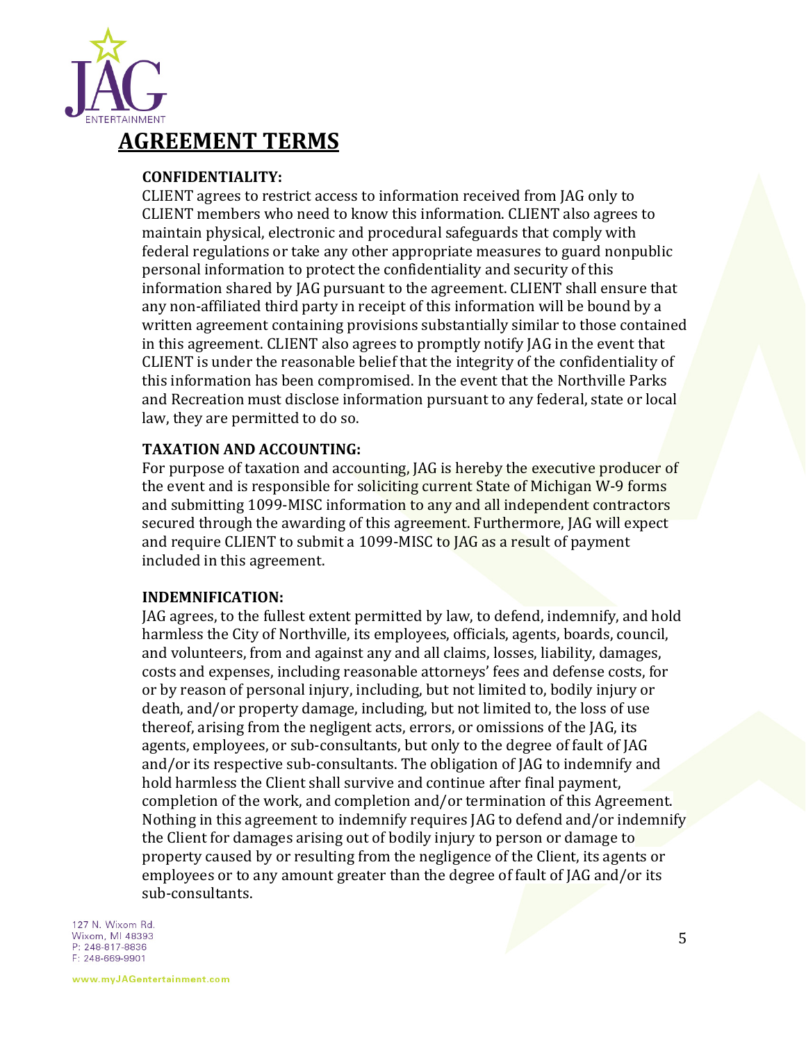# AGREEMENT TERMS

**CONFIDENTIALITY:**

CLIENT agrees to restrict access to information received from JAG only to CLIENT members who need to know this information. CLIENT also agrees to maintain physical, electronic and procedural safeguards that comply with federal regulations or take any other appropriate measures to guard nonpublic personal information to protect the confidentiality and security of this information shared by JAG pursuant to the agreement. CLIENT shall ensure that any non-affiliated third party in receipt of this information will be bound by a written agreement containing provisions substantially similar to those contained in this agreement. CLIENT also agrees to promptly notify JAG in the event that CLIENT is under the reasonable belief that the integrity of the confidentiality of this information has been compromised. In the event that the Northville Parks and Recreation must disclose information pursuant to any federal, state or local law, they are permitted to do so.

**TAXATION AND ACCOUNTING:**

For purpose of taxation and accounting, JAG is hereby the executive producer of the event and is responsible for soliciting current State of Michigan W-9 forms and submitting 1099-MISC information to any and all independent contractors secured through the awarding of this agreement. Furthermore, JAG will expect and require CLIENT to submit a 1099-MISC to JAG as a result of payment included in this agreement.

**INDEMNIFICATION:**

JAG agrees, to the fullest extent permitted by law, to defend, indemnify, and hold harmless the City of Northville, its employees, officials, agents, boards, council, and volunteers, from and against any and all claims, losses, liability, damages, costs and expenses, including reasonable attorneys' fees and defense costs, for or by reason of personal injury, including, but not limited to, bodily injury or death, and/or property damage, including, but not limited to, the loss of use thereof, arising from the negligent acts, errors, or omissions of the JAG, its agents, employees, or sub-consultants, but only to the degree of fault of JAG and/or its respective sub-consultants. The obligation of JAG to indemnify and hold harmless the Client shall survive and continue after final payment, completion of the work, and completion and/or termination of this Agreement. Nothing in this agreement to indemnify requires JAG to defend and/or indemnify the Client for damages arising out of bodily injury to person or damage to property caused by or resulting from the negligence of the Client, its agents or employees or to any amount greater than the degree of fault of JAG and/or its sub-consultants.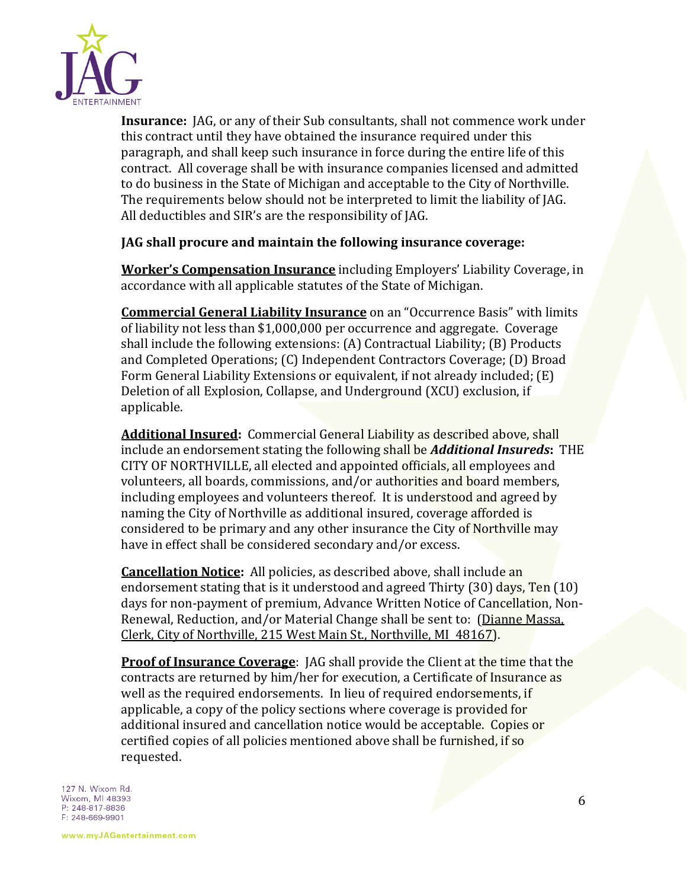**Insurance:** JAG, or any of their Sub consultants, shall not commence work under this contract until they have obtained the insurance required under this paragraph, and shall keep such insurance in force during the entire life of this contract. All coverage shall be with insurance companies licensed and admitted to do business in the State of Michigan and acceptable to the City of Northville. The requirements below should not be interpreted to limit the liability of JAG. All deductibles and SIR's are the responsibility of JAG.

**JAG shall procure and maintain the following insurance coverage:**

**Worker's Compensation Insurance** including Employers' Liability Coverage, in accordance with all applicable statutes of the State of Michigan.

**Commercial General Liability Insurance** on an "Occurrence Basis" with limits of liability not less than $1,000,000 per occurrence and aggregate. Coverage shall include the following extensions: (A) Contractual Liability; (B) Products and Completed Operations; (C) Independent Contractors Coverage; (D) Broad Form General Liability Extensions or equivalent, if not already included; (E) Deletion of all Explosion, Collapse, and Underground (XCU) exclusion, if applicable.

**Additional Insured:** Commercial General Liability as described above, shall include an endorsement stating the following shall be ***Additional Insureds*:** THE CITY OF NORTHVILLE, all elected and appointed officials, all employees and volunteers, all boards, commissions, and/or authorities and board members, including employees and volunteers thereof. It is understood and agreed by naming the City of Northville as additional insured, coverage afforded is considered to be primary and any other insurance the City of Northville may have in effect shall be considered secondary and/or excess.

**Cancellation Notice:** All policies, as described above, shall include an endorsement stating that is it understood and agreed Thirty (30) days, Ten (10) days for non-payment of premium, Advance Written Notice of Cancellation, Non-Renewal, Reduction, and/or Material Change shall be sent to: (Dianne Massa, Clerk, City of Northville, 215 West Main St., Northville, MI 48167).

**Proof of Insurance Coverage**: JAG shall provide the Client at the time that the contracts are returned by him/her for execution, a Certificate of Insurance as well as the required endorsements. In lieu of required endorsements, if applicable, a copy of the policy sections where coverage is provided for additional insured and cancellation notice would be acceptable. Copies or certified copies of all policies mentioned above shall be furnished, if so requested.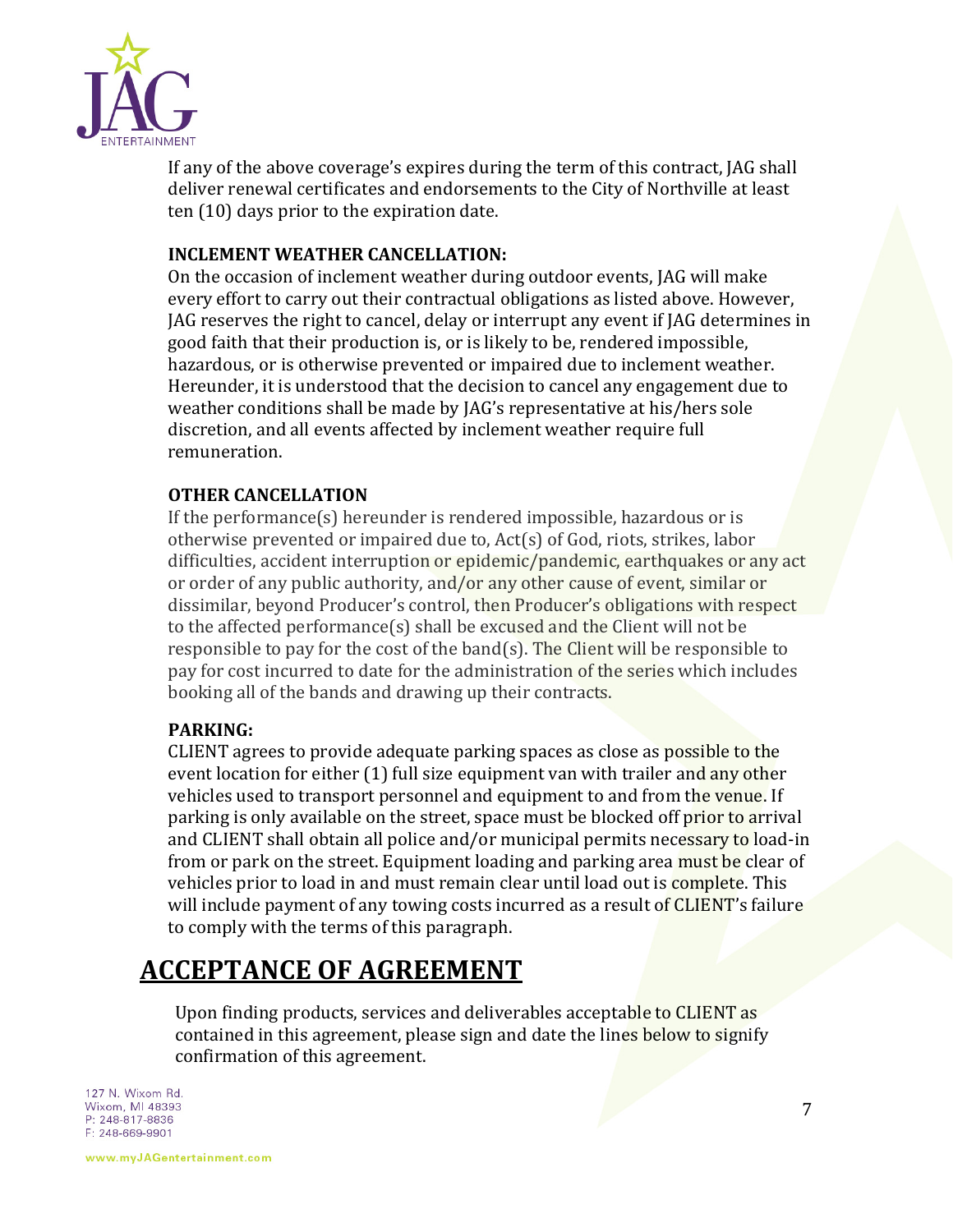If any of the above coverage's expires during the term of this contract, JAG shall deliver renewal certificates and endorsements to the City of Northville at least ten (10) days prior to the expiration date.

**INCLEMENT WEATHER CANCELLATION:**

On the occasion of inclement weather during outdoor events, JAG will make every effort to carry out their contractual obligations as listed above. However, JAG reserves the right to cancel, delay or interrupt any event if JAG determines in good faith that their production is, or is likely to be, rendered impossible, hazardous, or is otherwise prevented or impaired due to inclement weather. Hereunder, it is understood that the decision to cancel any engagement due to weather conditions shall be made by JAG's representative at his/hers sole discretion, and all events affected by inclement weather require full remuneration.

**OTHER CANCELLATION**

If the performance(s) hereunder is rendered impossible, hazardous or is otherwise prevented or impaired due to, Act(s) of God, riots, strikes, labor difficulties, accident interruption or epidemic/pandemic, earthquakes or any act or order of any public authority, and/or any other cause of event, similar or dissimilar, beyond Producer's control, then Producer's obligations with respect to the affected performance(s) shall be excused and the Client will not be responsible to pay for the cost of the band(s). The Client will be responsible to pay for cost incurred to date for the administration of the series which includes booking all of the bands and drawing up their contracts.

**PARKING:**

CLIENT agrees to provide adequate parking spaces as close as possible to the event location for either (1) full size equipment van with trailer and any other vehicles used to transport personnel and equipment to and from the venue. If parking is only available on the street, space must be blocked off prior to arrival and CLIENT shall obtain all police and/or municipal permits necessary to load-in from or park on the street. Equipment loading and parking area must be clear of vehicles prior to load in and must remain clear until load out is complete. This will include payment of any towing costs incurred as a result of CLIENT's failure to comply with the terms of this paragraph.

## ACCEPTANCE OF AGREEMENT

Upon finding products, services and deliverables acceptable to CLIENT as contained in this agreement, please sign and date the lines below to signify confirmation of this agreement.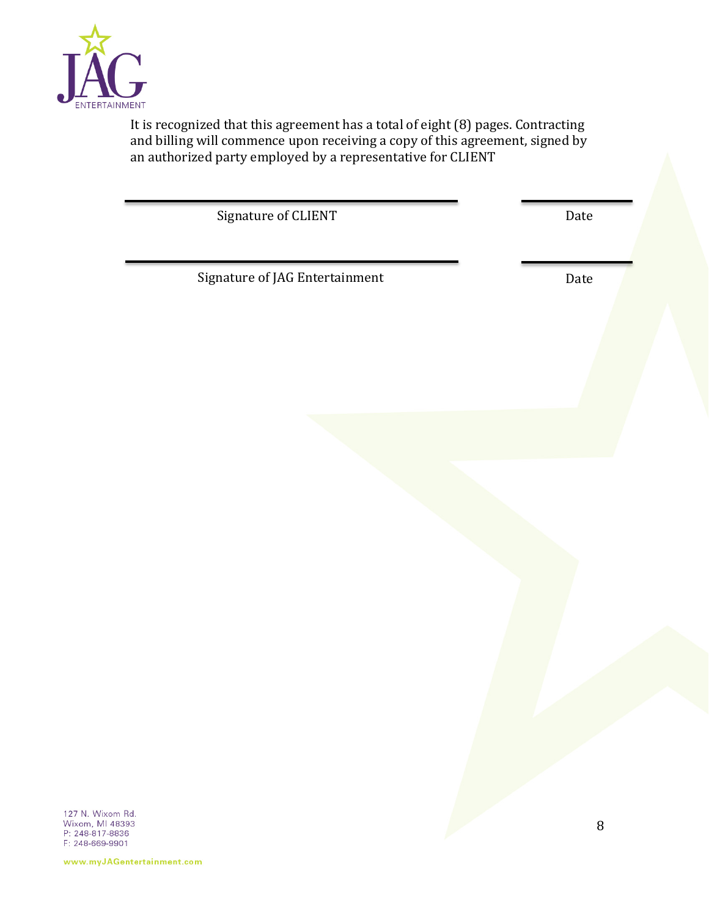It is recognized that this agreement has a total of eight (8) pages. Contracting and billing will commence upon receiving a copy of this agreement, signed by an authorized party employed by a representative for CLIENT

| | |
|---|---|
| ______________________________ | __________ |
| Signature of CLIENT | Date |
| ______________________________ | __________ |
| Signature of JAG Entertainment | Date |

127 N. Wixom Rd.
Wixom, MI 48393
P: 248-817-8836
F: 248-669-9901

www.myJAGentertainment.com